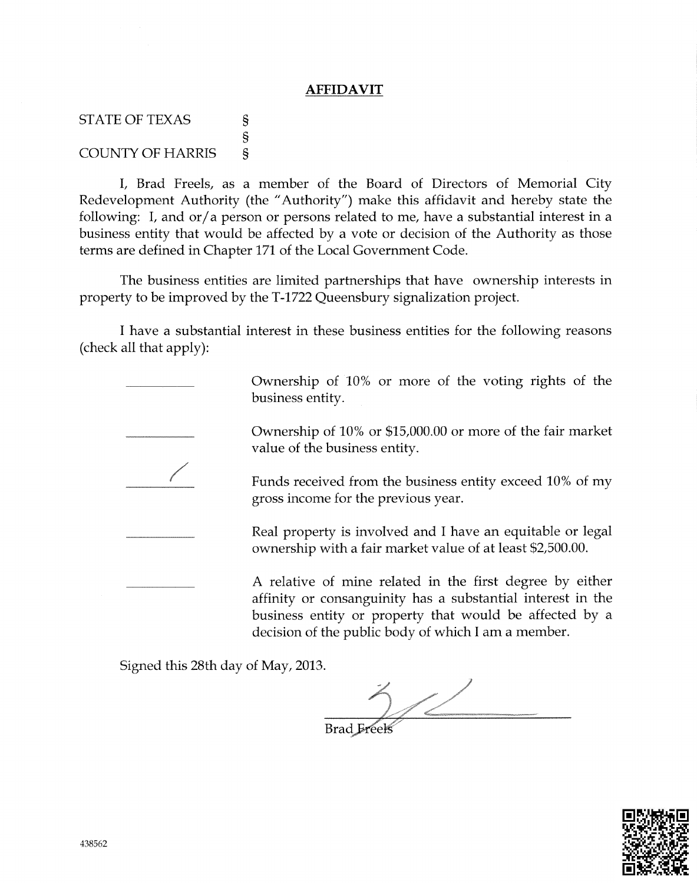## AFFIDAVIT

STATE OF TEXAS §
§
COUNTY OF HARRIS §

I, Brad Freels, as a member of the Board of Directors of Memorial City Redevelopment Authority (the "Authority") make this affidavit and hereby state the following: I, and or/a person or persons related to me, have a substantial interest in a business entity that would be affected by a vote or decision of the Authority as those terms are defined in Chapter 171 of the Local Government Code.

The business entities are limited partnerships that have ownership interests in property to be improved by the T-1722 Queensbury signalization project.

I have a substantial interest in these business entities for the following reasons (check all that apply):

| | |
|---|---|
| ______ | Ownership of 10% or more of the voting rights of the business entity. |
| ______ | Ownership of 10% or $15,000.00 or more of the fair market value of the business entity. |
| ___/___ | Funds received from the business entity exceed 10% of my gross income for the previous year. |
| ______ | Real property is involved and I have an equitable or legal ownership with a fair market value of at least $2,500.00. |
| ______ | A relative of mine related in the first degree by either affinity or consanguinity has a substantial interest in the business entity or property that would be affected by a decision of the public body of which I am a member. |

Signed this 28th day of May, 2013.

______________________________
Brad Freels

438562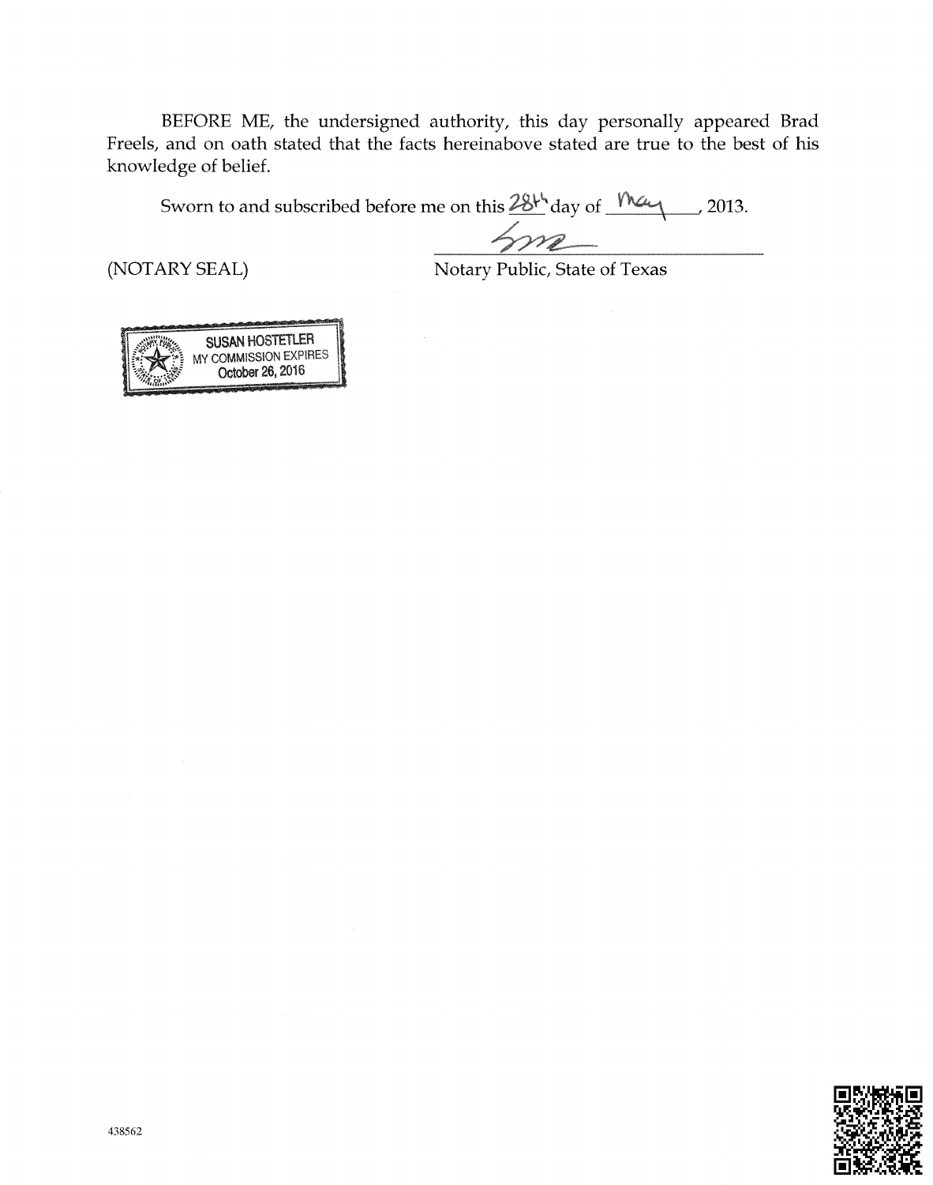BEFORE ME, the undersigned authority, this day personally appeared Brad Freels, and on oath stated that the facts hereinabove stated are true to the best of his knowledge of belief.

Sworn to and subscribed before me on this 28th day of May, 2013.

Notary Public, State of Texas

(NOTARY SEAL)

SUSAN HOSTETLER
MY COMMISSION EXPIRES
October 26, 2016

438562